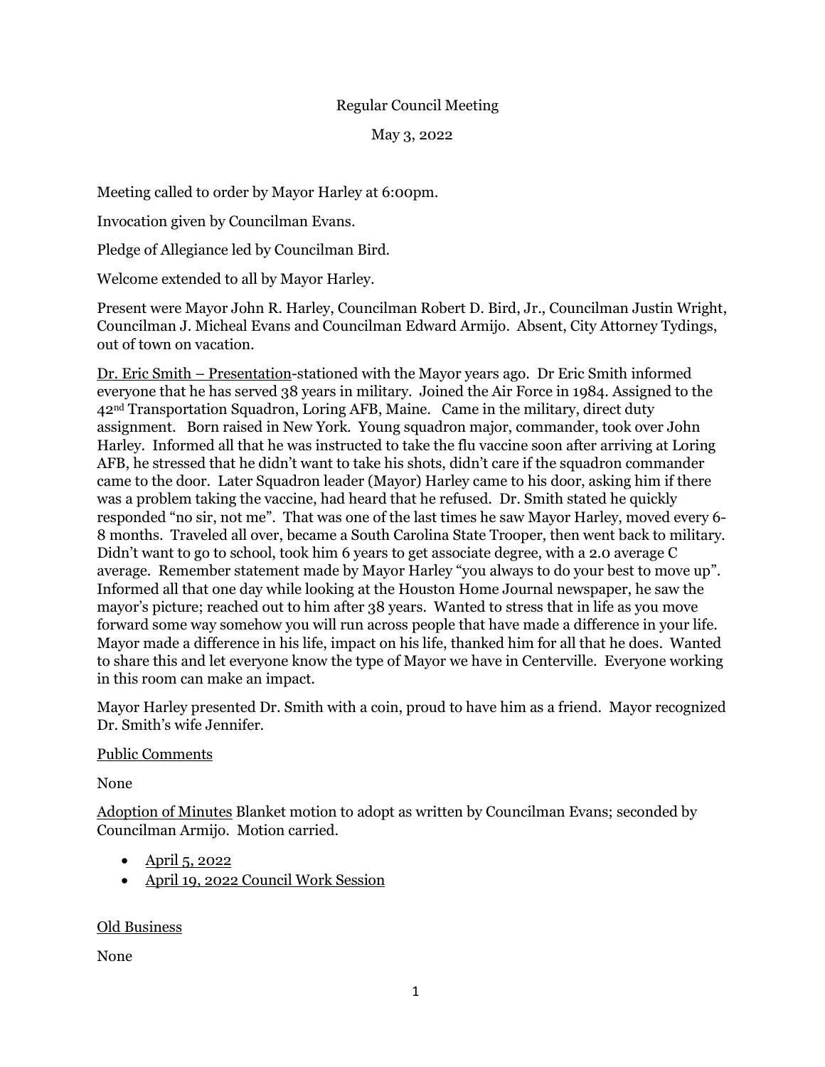Regular Council Meeting

May 3, 2022

Meeting called to order by Mayor Harley at 6:00pm.

Invocation given by Councilman Evans.

Pledge of Allegiance led by Councilman Bird.

Welcome extended to all by Mayor Harley.

Present were Mayor John R. Harley, Councilman Robert D. Bird, Jr., Councilman Justin Wright, Councilman J. Micheal Evans and Councilman Edward Armijo. Absent, City Attorney Tydings, out of town on vacation.

Dr. Eric Smith – Presentation-stationed with the Mayor years ago. Dr Eric Smith informed everyone that he has served 38 years in military. Joined the Air Force in 1984. Assigned to the 42nd Transportation Squadron, Loring AFB, Maine. Came in the military, direct duty assignment. Born raised in New York. Young squadron major, commander, took over John Harley. Informed all that he was instructed to take the flu vaccine soon after arriving at Loring AFB, he stressed that he didn't want to take his shots, didn't care if the squadron commander came to the door. Later Squadron leader (Mayor) Harley came to his door, asking him if there was a problem taking the vaccine, had heard that he refused. Dr. Smith stated he quickly responded "no sir, not me". That was one of the last times he saw Mayor Harley, moved every 6-8 months. Traveled all over, became a South Carolina State Trooper, then went back to military. Didn't want to go to school, took him 6 years to get associate degree, with a 2.0 average C average. Remember statement made by Mayor Harley "you always to do your best to move up". Informed all that one day while looking at the Houston Home Journal newspaper, he saw the mayor's picture; reached out to him after 38 years. Wanted to stress that in life as you move forward some way somehow you will run across people that have made a difference in your life. Mayor made a difference in his life, impact on his life, thanked him for all that he does. Wanted to share this and let everyone know the type of Mayor we have in Centerville. Everyone working in this room can make an impact.

Mayor Harley presented Dr. Smith with a coin, proud to have him as a friend. Mayor recognized Dr. Smith's wife Jennifer.

Public Comments

None

Adoption of Minutes Blanket motion to adopt as written by Councilman Evans; seconded by Councilman Armijo. Motion carried.

- April 5, 2022
- April 19, 2022 Council Work Session

Old Business

None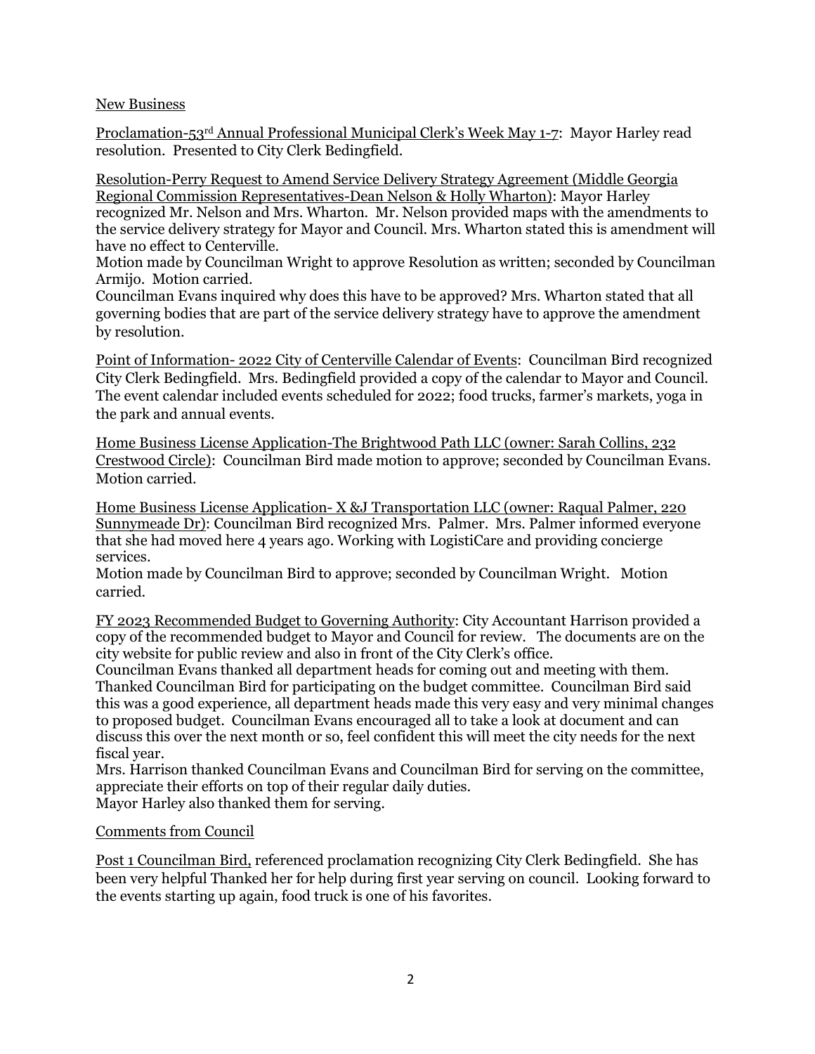New Business

Proclamation-53rd Annual Professional Municipal Clerk's Week May 1-7: Mayor Harley read resolution. Presented to City Clerk Bedingfield.

Resolution-Perry Request to Amend Service Delivery Strategy Agreement (Middle Georgia Regional Commission Representatives-Dean Nelson & Holly Wharton): Mayor Harley recognized Mr. Nelson and Mrs. Wharton. Mr. Nelson provided maps with the amendments to the service delivery strategy for Mayor and Council. Mrs. Wharton stated this is amendment will have no effect to Centerville.

Motion made by Councilman Wright to approve Resolution as written; seconded by Councilman Armijo. Motion carried.

Councilman Evans inquired why does this have to be approved? Mrs. Wharton stated that all governing bodies that are part of the service delivery strategy have to approve the amendment by resolution.

Point of Information- 2022 City of Centerville Calendar of Events: Councilman Bird recognized City Clerk Bedingfield. Mrs. Bedingfield provided a copy of the calendar to Mayor and Council. The event calendar included events scheduled for 2022; food trucks, farmer's markets, yoga in the park and annual events.

Home Business License Application-The Brightwood Path LLC (owner: Sarah Collins, 232 Crestwood Circle): Councilman Bird made motion to approve; seconded by Councilman Evans. Motion carried.

Home Business License Application- X &J Transportation LLC (owner: Raqual Palmer, 220 Sunnymeade Dr): Councilman Bird recognized Mrs. Palmer. Mrs. Palmer informed everyone that she had moved here 4 years ago. Working with LogistiCare and providing concierge services.

Motion made by Councilman Bird to approve; seconded by Councilman Wright. Motion carried.

FY 2023 Recommended Budget to Governing Authority: City Accountant Harrison provided a copy of the recommended budget to Mayor and Council for review. The documents are on the city website for public review and also in front of the City Clerk's office.

Councilman Evans thanked all department heads for coming out and meeting with them. Thanked Councilman Bird for participating on the budget committee. Councilman Bird said this was a good experience, all department heads made this very easy and very minimal changes to proposed budget. Councilman Evans encouraged all to take a look at document and can discuss this over the next month or so, feel confident this will meet the city needs for the next fiscal year.

Mrs. Harrison thanked Councilman Evans and Councilman Bird for serving on the committee, appreciate their efforts on top of their regular daily duties.

Mayor Harley also thanked them for serving.

Comments from Council

Post 1 Councilman Bird, referenced proclamation recognizing City Clerk Bedingfield. She has been very helpful Thanked her for help during first year serving on council. Looking forward to the events starting up again, food truck is one of his favorites.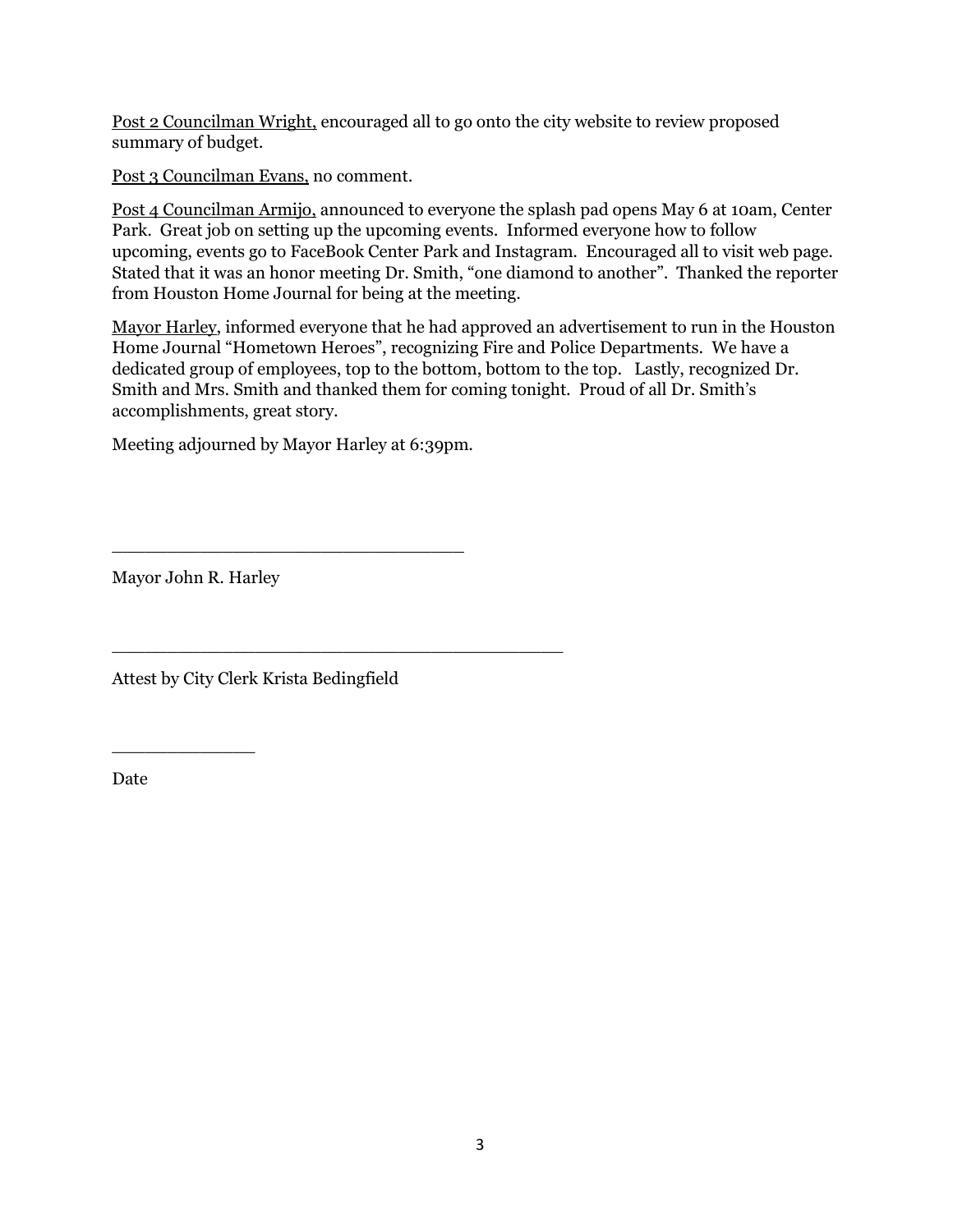<u>Post 2 Councilman Wright,</u> encouraged all to go onto the city website to review proposed summary of budget.

<u>Post 3 Councilman Evans,</u> no comment.

<u>Post 4 Councilman Armijo,</u> announced to everyone the splash pad opens May 6 at 10am, Center Park. Great job on setting up the upcoming events. Informed everyone how to follow upcoming, events go to FaceBook Center Park and Instagram. Encouraged all to visit web page. Stated that it was an honor meeting Dr. Smith, "one diamond to another". Thanked the reporter from Houston Home Journal for being at the meeting.

<u>Mayor Harley</u>, informed everyone that he had approved an advertisement to run in the Houston Home Journal "Hometown Heroes", recognizing Fire and Police Departments. We have a dedicated group of employees, top to the bottom, bottom to the top. Lastly, recognized Dr. Smith and Mrs. Smith and thanked them for coming tonight. Proud of all Dr. Smith's accomplishments, great story.

Meeting adjourned by Mayor Harley at 6:39pm.

_________________________________

Mayor John R. Harley

__________________________________________

Attest by City Clerk Krista Bedingfield

_____________

Date